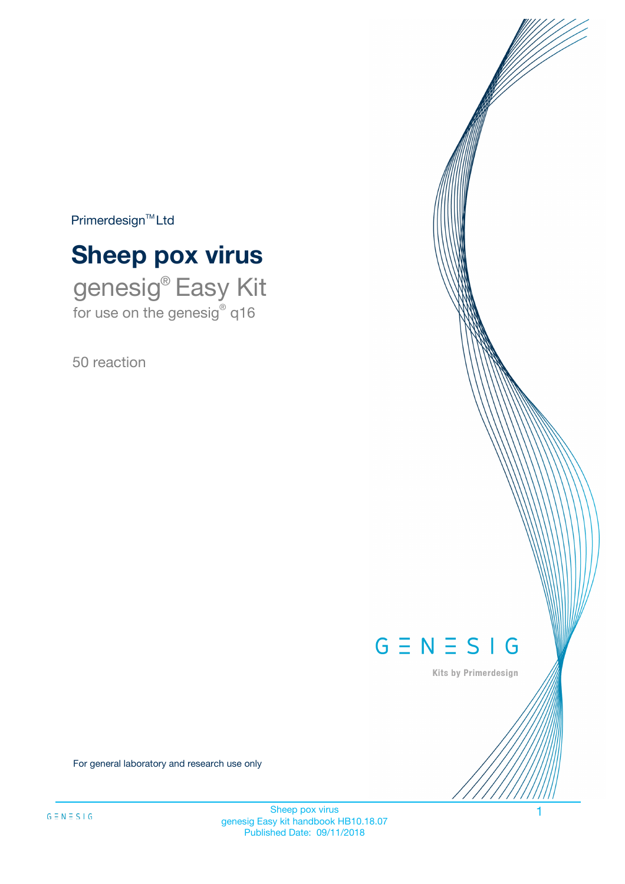Primerdesign™ Ltd

# Sheep pox virus

genesig® Easy Kit

for use on the genesig® q16

50 reaction

GENESIG

Kits by Primerdesign

For general laboratory and research use only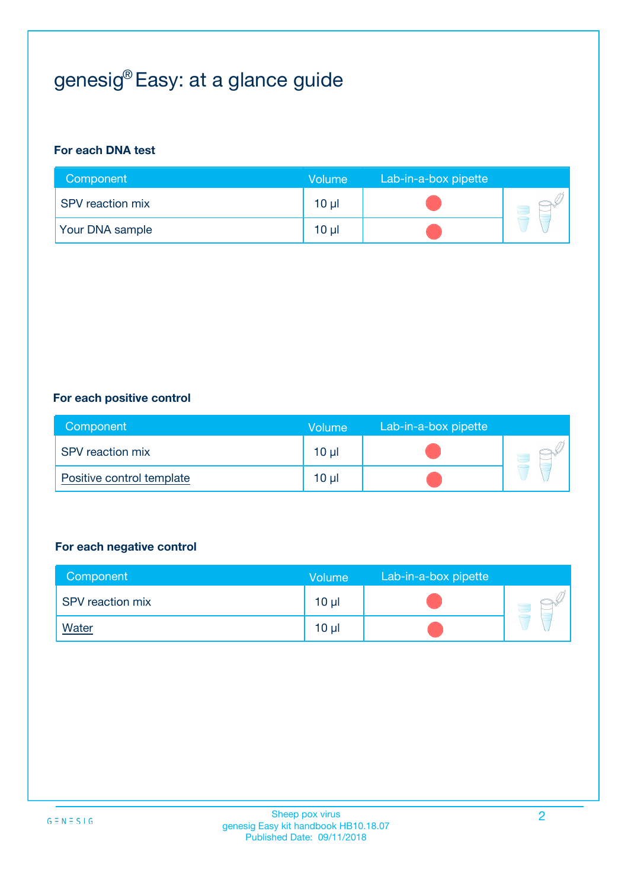# genesig® Easy: at a glance guide

**For each DNA test**

| Component | Volume | Lab-in-a-box pipette |
|---|---|---|
| SPV reaction mix | 10 µl | |
| Your DNA sample | 10 µl | |

**For each positive control**

| Component | Volume | Lab-in-a-box pipette |
|---|---|---|
| SPV reaction mix | 10 µl | |
| Positive control template | 10 µl | |

**For each negative control**

| Component | Volume | Lab-in-a-box pipette |
|---|---|---|
| SPV reaction mix | 10 µl | |
| Water | 10 µl | |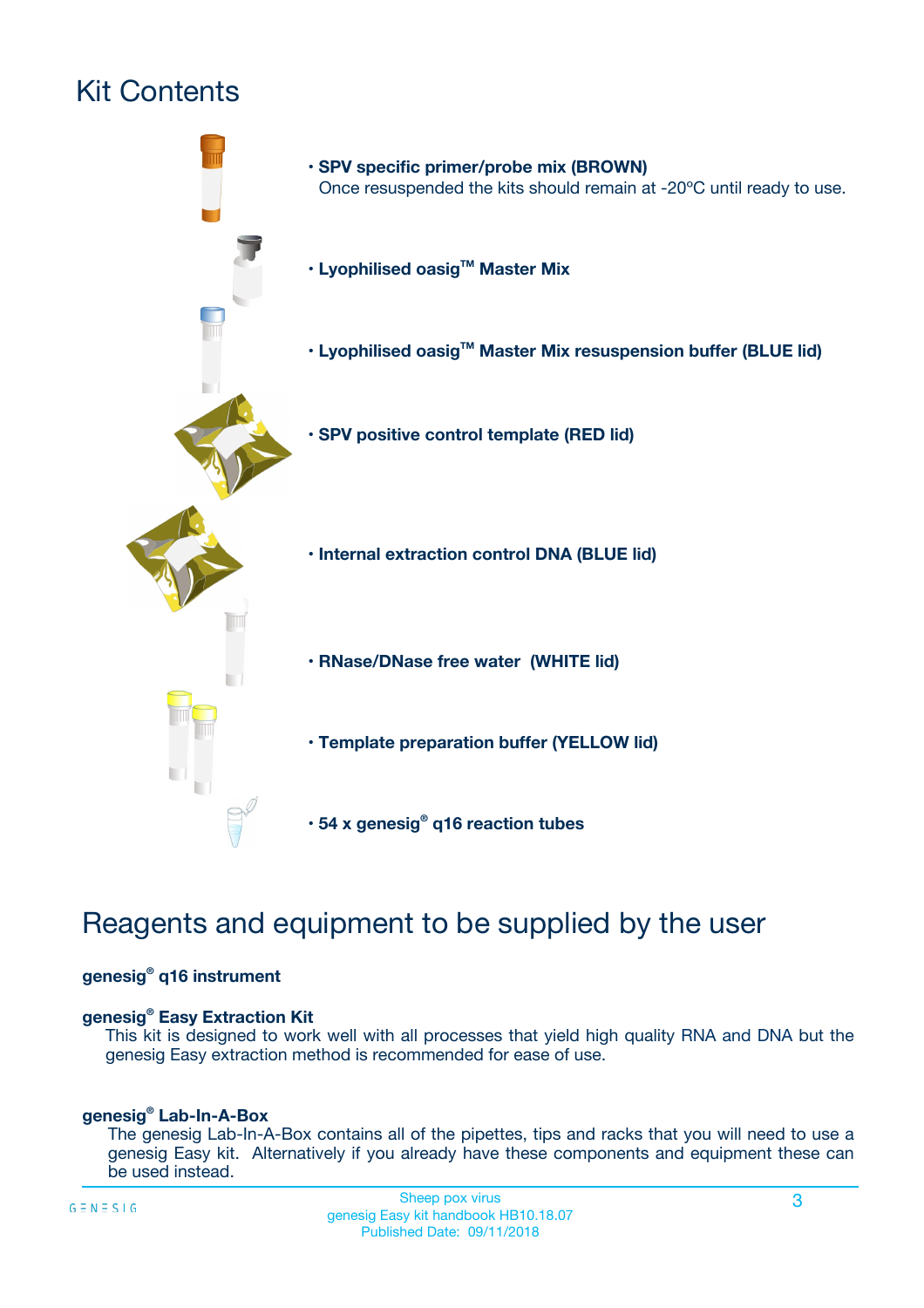# Kit Contents

- **SPV specific primer/probe mix (BROWN)**
  Once resuspended the kits should remain at -20ºC until ready to use.
- **Lyophilised oasig™ Master Mix**
- **Lyophilised oasig™ Master Mix resuspension buffer (BLUE lid)**
- **SPV positive control template (RED lid)**
- **Internal extraction control DNA (BLUE lid)**
- **RNase/DNase free water (WHITE lid)**
- **Template preparation buffer (YELLOW lid)**
- **54 x genesig® q16 reaction tubes**

# Reagents and equipment to be supplied by the user

**genesig® q16 instrument**

**genesig® Easy Extraction Kit**

This kit is designed to work well with all processes that yield high quality RNA and DNA but the genesig Easy extraction method is recommended for ease of use.

**genesig® Lab-In-A-Box**

The genesig Lab-In-A-Box contains all of the pipettes, tips and racks that you will need to use a genesig Easy kit. Alternatively if you already have these components and equipment these can be used instead.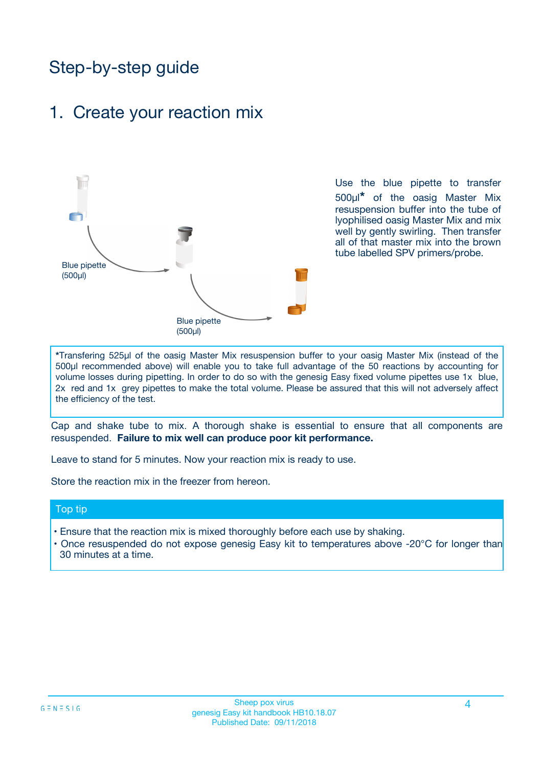# Step-by-step guide

## 1. Create your reaction mix

Blue pipette (500µl)

Blue pipette (500µl)

Use the blue pipette to transfer 500µl* of the oasig Master Mix resuspension buffer into the tube of lyophilised oasig Master Mix and mix well by gently swirling. Then transfer all of that master mix into the brown tube labelled SPV primers/probe.

*Transfering 525µl of the oasig Master Mix resuspension buffer to your oasig Master Mix (instead of the 500µl recommended above) will enable you to take full advantage of the 50 reactions by accounting for volume losses during pipetting. In order to do so with the genesig Easy fixed volume pipettes use 1x blue, 2x red and 1x grey pipettes to make the total volume. Please be assured that this will not adversely affect the efficiency of the test.

Cap and shake tube to mix. A thorough shake is essential to ensure that all components are resuspended. **Failure to mix well can produce poor kit performance.**

Leave to stand for 5 minutes. Now your reaction mix is ready to use.

Store the reaction mix in the freezer from hereon.

### Top tip

- Ensure that the reaction mix is mixed thoroughly before each use by shaking.
- Once resuspended do not expose genesig Easy kit to temperatures above -20°C for longer than 30 minutes at a time.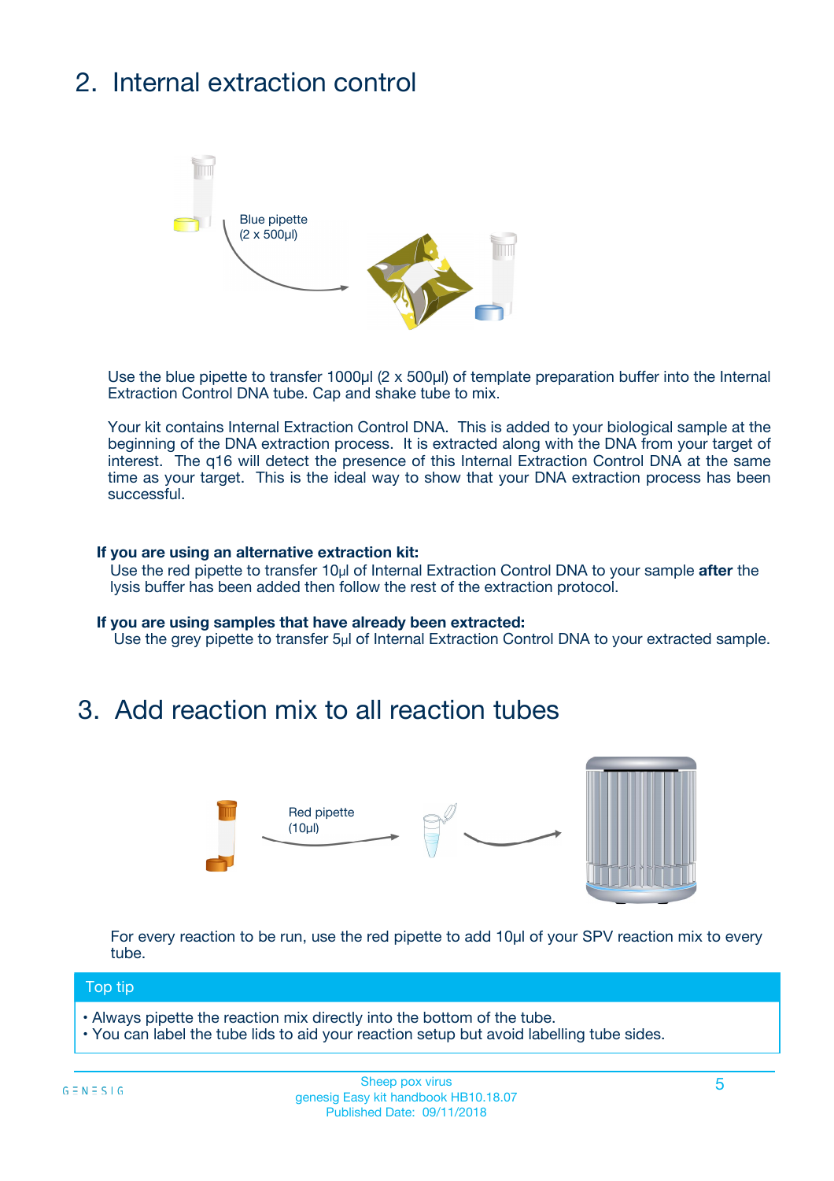## 2. Internal extraction control

Blue pipette
(2 x 500µl)

Use the blue pipette to transfer 1000µl (2 x 500µl) of template preparation buffer into the Internal Extraction Control DNA tube. Cap and shake tube to mix.

Your kit contains Internal Extraction Control DNA. This is added to your biological sample at the beginning of the DNA extraction process. It is extracted along with the DNA from your target of interest. The q16 will detect the presence of this Internal Extraction Control DNA at the same time as your target. This is the ideal way to show that your DNA extraction process has been successful.

**If you are using an alternative extraction kit:**
Use the red pipette to transfer 10µl of Internal Extraction Control DNA to your sample **after** the lysis buffer has been added then follow the rest of the extraction protocol.

**If you are using samples that have already been extracted:**
Use the grey pipette to transfer 5µl of Internal Extraction Control DNA to your extracted sample.

## 3. Add reaction mix to all reaction tubes

Red pipette
(10µl)

For every reaction to be run, use the red pipette to add 10µl of your SPV reaction mix to every tube.

**Top tip**

- Always pipette the reaction mix directly into the bottom of the tube.
- You can label the tube lids to aid your reaction setup but avoid labelling tube sides.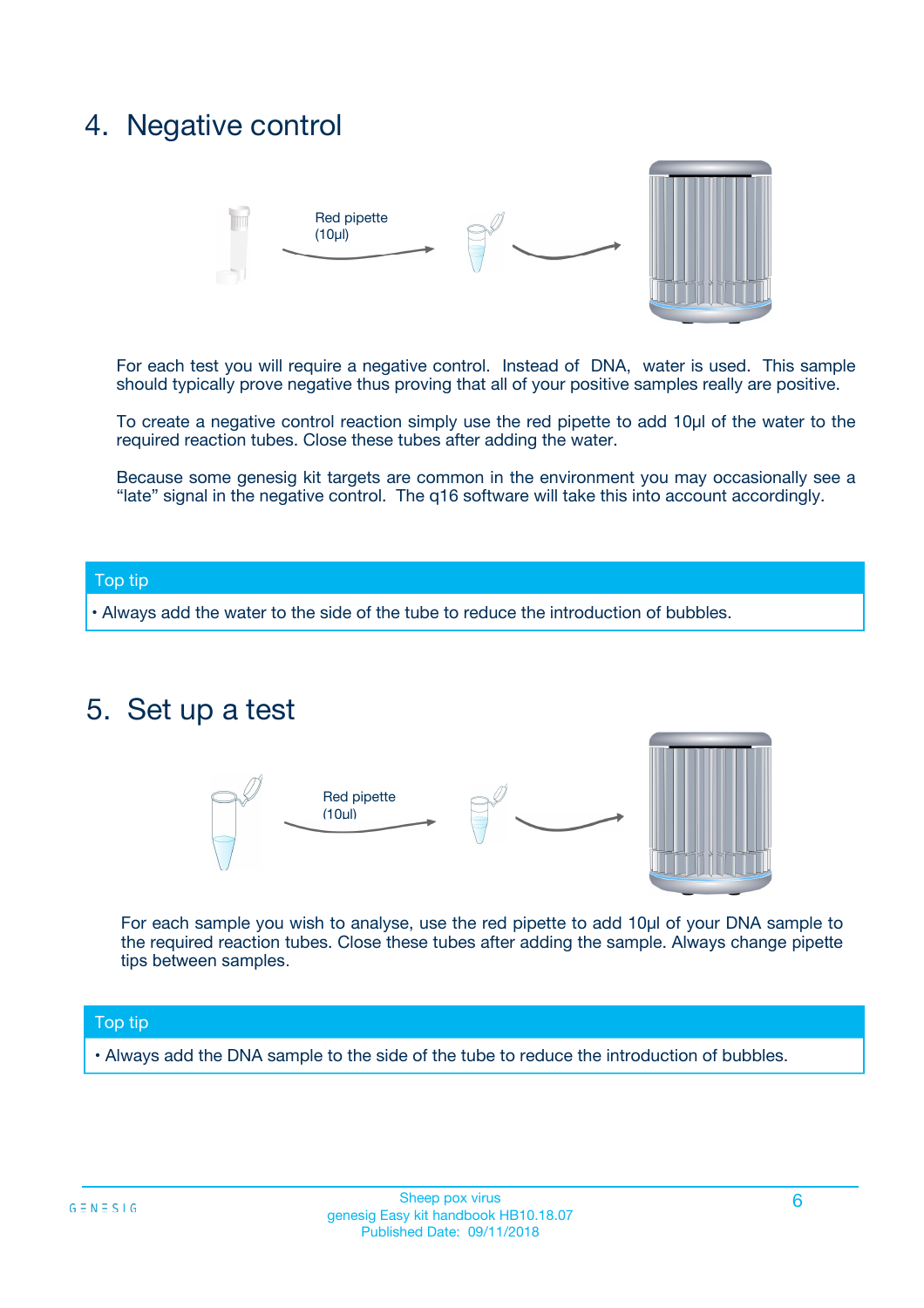## 4. Negative control

Red pipette (10µl)

For each test you will require a negative control. Instead of DNA, water is used. This sample should typically prove negative thus proving that all of your positive samples really are positive.

To create a negative control reaction simply use the red pipette to add 10µl of the water to the required reaction tubes. Close these tubes after adding the water.

Because some genesig kit targets are common in the environment you may occasionally see a "late" signal in the negative control. The q16 software will take this into account accordingly.

**Top tip**

- Always add the water to the side of the tube to reduce the introduction of bubbles.

## 5. Set up a test

Red pipette (10µl)

For each sample you wish to analyse, use the red pipette to add 10µl of your DNA sample to the required reaction tubes. Close these tubes after adding the sample. Always change pipette tips between samples.

**Top tip**

- Always add the DNA sample to the side of the tube to reduce the introduction of bubbles.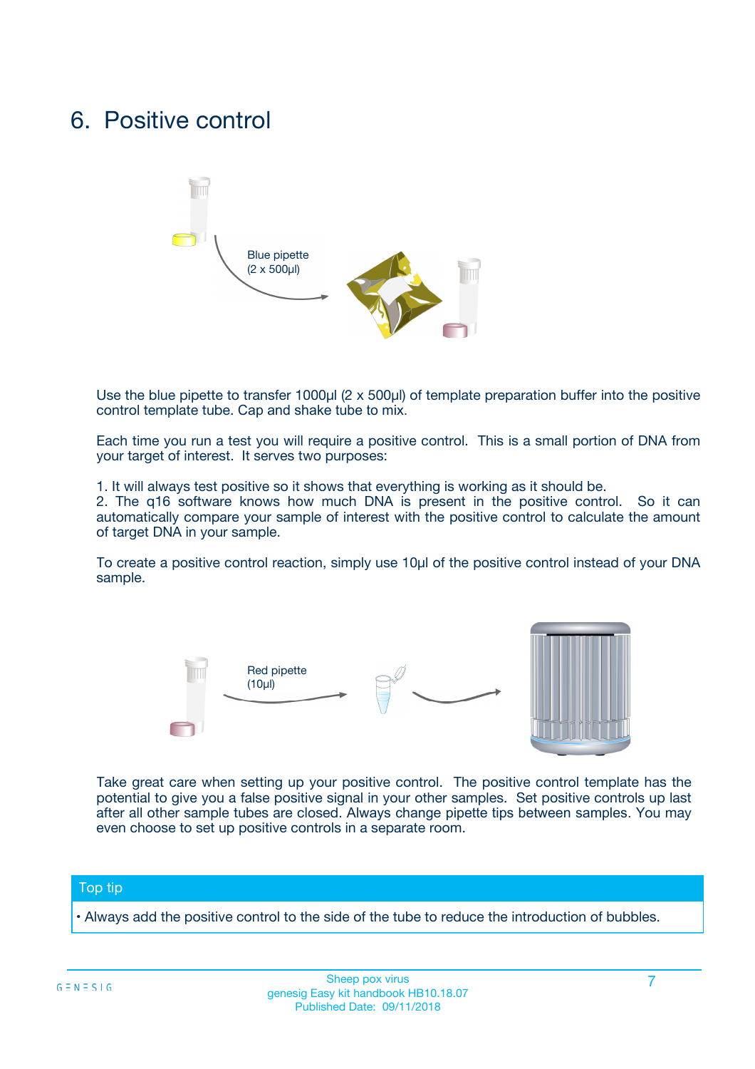# 6. Positive control

Blue pipette (2 x 500µl)

Use the blue pipette to transfer 1000µl (2 x 500µl) of template preparation buffer into the positive control template tube. Cap and shake tube to mix.

Each time you run a test you will require a positive control. This is a small portion of DNA from your target of interest. It serves two purposes:

1. It will always test positive so it shows that everything is working as it should be.
2. The q16 software knows how much DNA is present in the positive control. So it can automatically compare your sample of interest with the positive control to calculate the amount of target DNA in your sample.

To create a positive control reaction, simply use 10µl of the positive control instead of your DNA sample.

Red pipette (10µl)

Take great care when setting up your positive control. The positive control template has the potential to give you a false positive signal in your other samples. Set positive controls up last after all other sample tubes are closed. Always change pipette tips between samples. You may even choose to set up positive controls in a separate room.

**Top tip**

- Always add the positive control to the side of the tube to reduce the introduction of bubbles.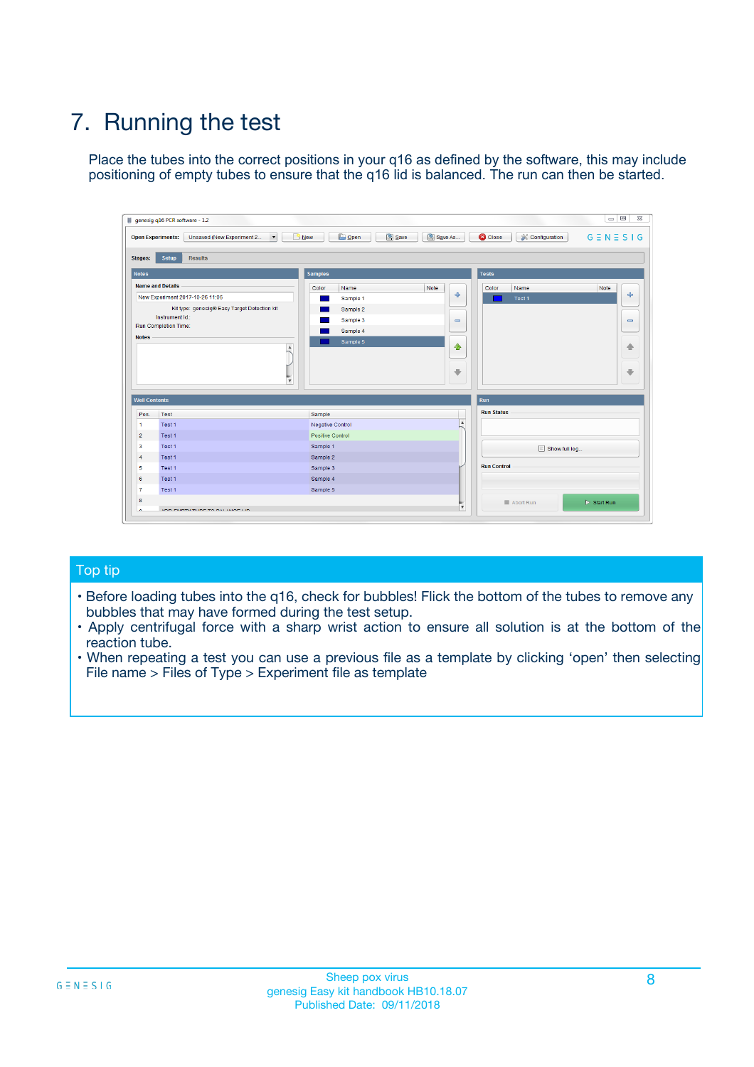# 7. Running the test

Place the tubes into the correct positions in your q16 as defined by the software, this may include positioning of empty tubes to ensure that the q16 lid is balanced. The run can then be started.

## Top tip

- Before loading tubes into the q16, check for bubbles! Flick the bottom of the tubes to remove any bubbles that may have formed during the test setup.
- Apply centrifugal force with a sharp wrist action to ensure all solution is at the bottom of the reaction tube.
- When repeating a test you can use a previous file as a template by clicking 'open' then selecting File name > Files of Type > Experiment file as template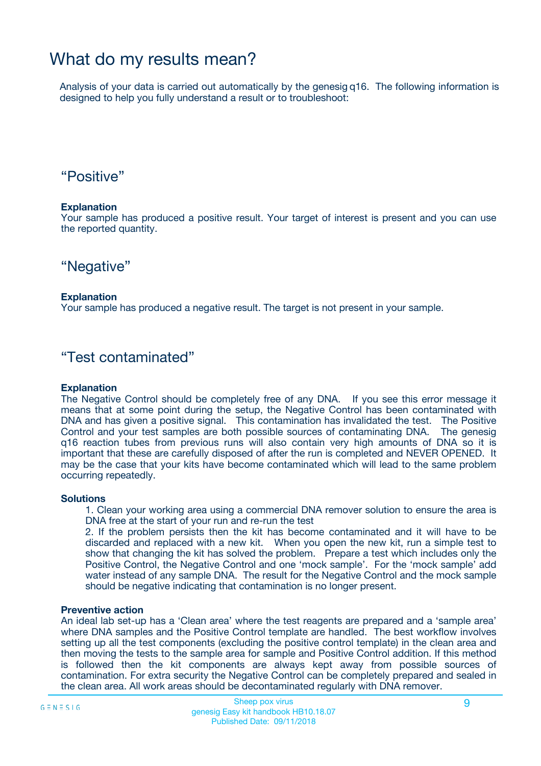# What do my results mean?

Analysis of your data is carried out automatically by the genesig q16. The following information is designed to help you fully understand a result or to troubleshoot:

## “Positive”

**Explanation**

Your sample has produced a positive result. Your target of interest is present and you can use the reported quantity.

## “Negative”

**Explanation**

Your sample has produced a negative result. The target is not present in your sample.

## “Test contaminated”

**Explanation**

The Negative Control should be completely free of any DNA. If you see this error message it means that at some point during the setup, the Negative Control has been contaminated with DNA and has given a positive signal. This contamination has invalidated the test. The Positive Control and your test samples are both possible sources of contaminating DNA. The genesig q16 reaction tubes from previous runs will also contain very high amounts of DNA so it is important that these are carefully disposed of after the run is completed and NEVER OPENED. It may be the case that your kits have become contaminated which will lead to the same problem occurring repeatedly.

**Solutions**

1. Clean your working area using a commercial DNA remover solution to ensure the area is DNA free at the start of your run and re-run the test
2. If the problem persists then the kit has become contaminated and it will have to be discarded and replaced with a new kit. When you open the new kit, run a simple test to show that changing the kit has solved the problem. Prepare a test which includes only the Positive Control, the Negative Control and one ‘mock sample’. For the ‘mock sample’ add water instead of any sample DNA. The result for the Negative Control and the mock sample should be negative indicating that contamination is no longer present.

**Preventive action**

An ideal lab set-up has a ‘Clean area’ where the test reagents are prepared and a ‘sample area’ where DNA samples and the Positive Control template are handled. The best workflow involves setting up all the test components (excluding the positive control template) in the clean area and then moving the tests to the sample area for sample and Positive Control addition. If this method is followed then the kit components are always kept away from possible sources of contamination. For extra security the Negative Control can be completely prepared and sealed in the clean area. All work areas should be decontaminated regularly with DNA remover.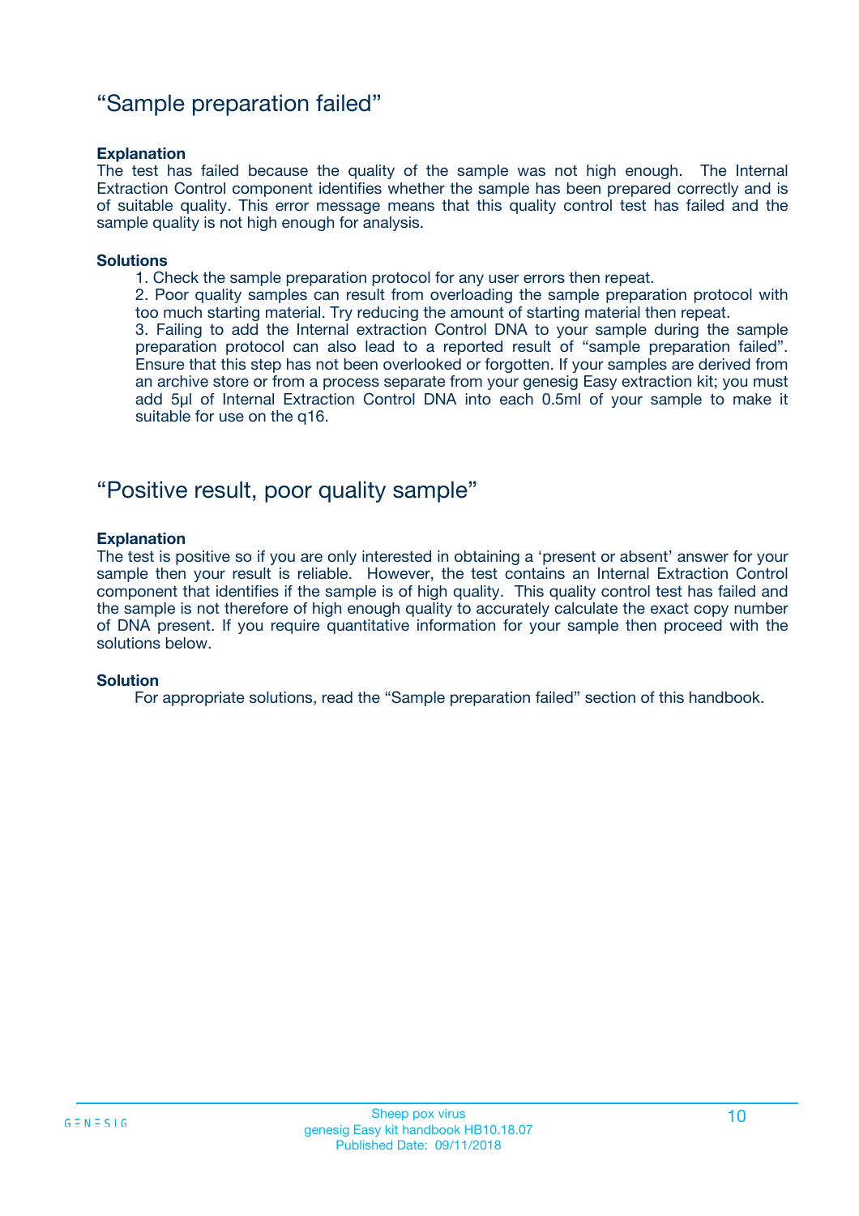## "Sample preparation failed"

**Explanation**

The test has failed because the quality of the sample was not high enough. The Internal Extraction Control component identifies whether the sample has been prepared correctly and is of suitable quality. This error message means that this quality control test has failed and the sample quality is not high enough for analysis.

**Solutions**

1. Check the sample preparation protocol for any user errors then repeat.
2. Poor quality samples can result from overloading the sample preparation protocol with too much starting material. Try reducing the amount of starting material then repeat.
3. Failing to add the Internal extraction Control DNA to your sample during the sample preparation protocol can also lead to a reported result of "sample preparation failed". Ensure that this step has not been overlooked or forgotten. If your samples are derived from an archive store or from a process separate from your genesig Easy extraction kit; you must add 5µl of Internal Extraction Control DNA into each 0.5ml of your sample to make it suitable for use on the q16.

## "Positive result, poor quality sample"

**Explanation**

The test is positive so if you are only interested in obtaining a 'present or absent' answer for your sample then your result is reliable. However, the test contains an Internal Extraction Control component that identifies if the sample is of high quality. This quality control test has failed and the sample is not therefore of high enough quality to accurately calculate the exact copy number of DNA present. If you require quantitative information for your sample then proceed with the solutions below.

**Solution**

For appropriate solutions, read the "Sample preparation failed" section of this handbook.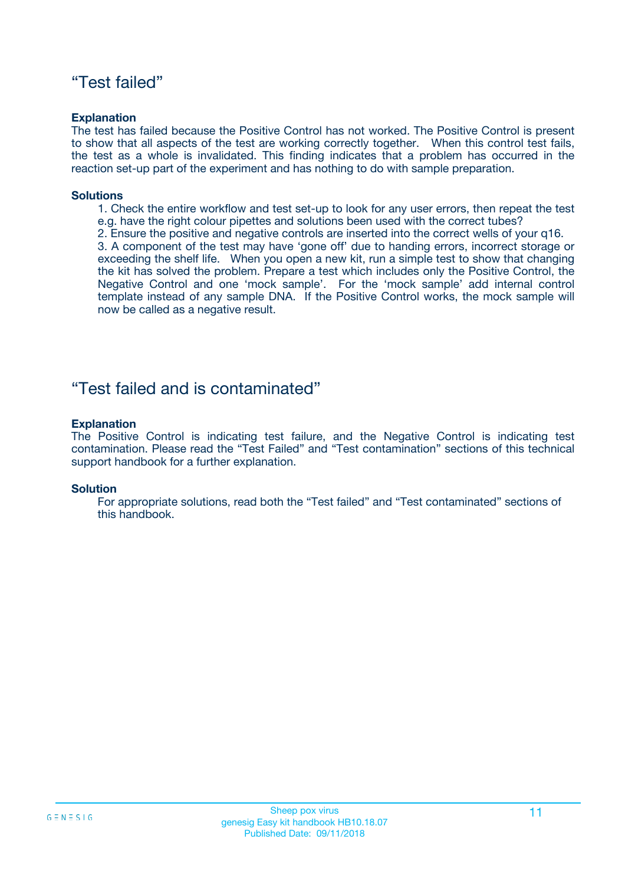## “Test failed”

**Explanation**

The test has failed because the Positive Control has not worked. The Positive Control is present to show that all aspects of the test are working correctly together. When this control test fails, the test as a whole is invalidated. This finding indicates that a problem has occurred in the reaction set-up part of the experiment and has nothing to do with sample preparation.

**Solutions**

1. Check the entire workflow and test set-up to look for any user errors, then repeat the test e.g. have the right colour pipettes and solutions been used with the correct tubes?
2. Ensure the positive and negative controls are inserted into the correct wells of your q16.
3. A component of the test may have ‘gone off’ due to handing errors, incorrect storage or exceeding the shelf life. When you open a new kit, run a simple test to show that changing the kit has solved the problem. Prepare a test which includes only the Positive Control, the Negative Control and one ‘mock sample’. For the ‘mock sample’ add internal control template instead of any sample DNA. If the Positive Control works, the mock sample will now be called as a negative result.

## “Test failed and is contaminated”

**Explanation**

The Positive Control is indicating test failure, and the Negative Control is indicating test contamination. Please read the “Test Failed” and “Test contamination” sections of this technical support handbook for a further explanation.

**Solution**

For appropriate solutions, read both the “Test failed” and “Test contaminated” sections of this handbook.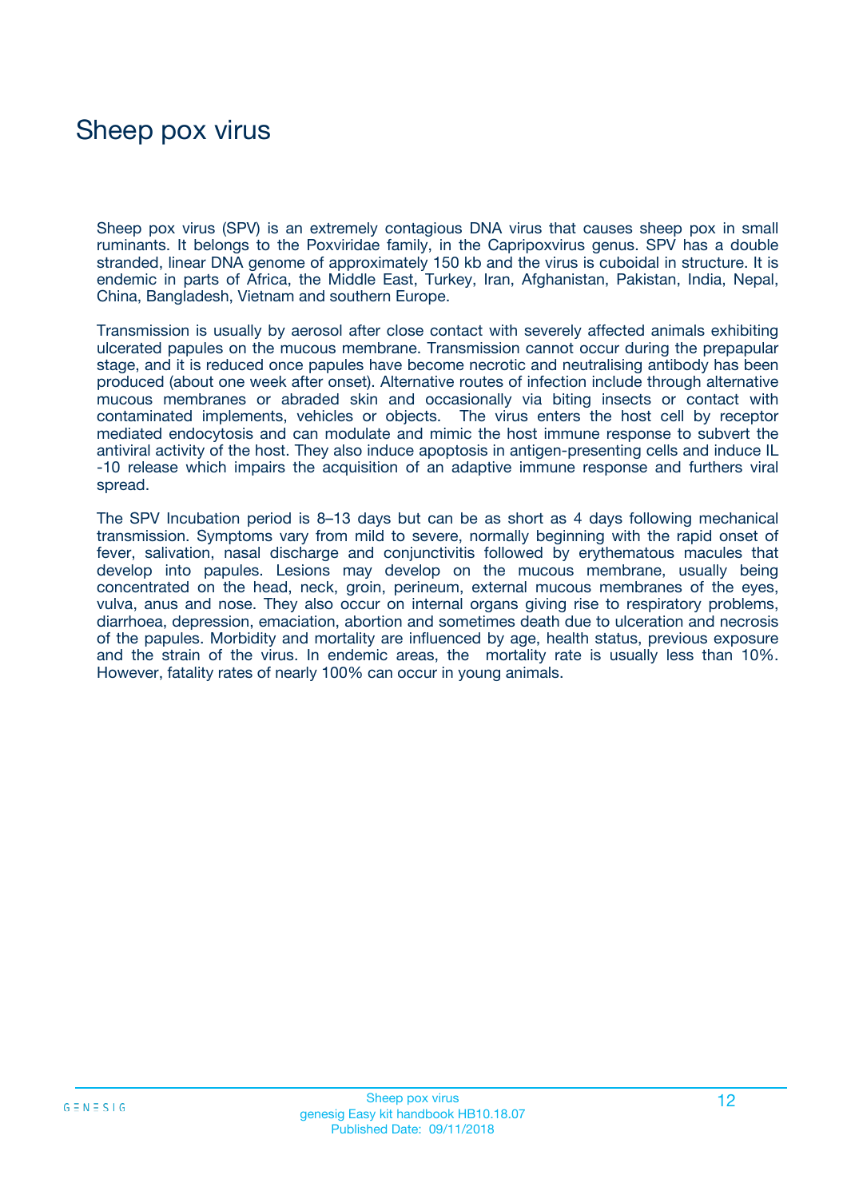# Sheep pox virus

Sheep pox virus (SPV) is an extremely contagious DNA virus that causes sheep pox in small ruminants. It belongs to the Poxviridae family, in the Capripoxvirus genus. SPV has a double stranded, linear DNA genome of approximately 150 kb and the virus is cuboidal in structure. It is endemic in parts of Africa, the Middle East, Turkey, Iran, Afghanistan, Pakistan, India, Nepal, China, Bangladesh, Vietnam and southern Europe.

Transmission is usually by aerosol after close contact with severely affected animals exhibiting ulcerated papules on the mucous membrane. Transmission cannot occur during the prepapular stage, and it is reduced once papules have become necrotic and neutralising antibody has been produced (about one week after onset). Alternative routes of infection include through alternative mucous membranes or abraded skin and occasionally via biting insects or contact with contaminated implements, vehicles or objects. The virus enters the host cell by receptor mediated endocytosis and can modulate and mimic the host immune response to subvert the antiviral activity of the host. They also induce apoptosis in antigen-presenting cells and induce IL-10 release which impairs the acquisition of an adaptive immune response and furthers viral spread.

The SPV Incubation period is 8–13 days but can be as short as 4 days following mechanical transmission. Symptoms vary from mild to severe, normally beginning with the rapid onset of fever, salivation, nasal discharge and conjunctivitis followed by erythematous macules that develop into papules. Lesions may develop on the mucous membrane, usually being concentrated on the head, neck, groin, perineum, external mucous membranes of the eyes, vulva, anus and nose. They also occur on internal organs giving rise to respiratory problems, diarrhoea, depression, emaciation, abortion and sometimes death due to ulceration and necrosis of the papules. Morbidity and mortality are influenced by age, health status, previous exposure and the strain of the virus. In endemic areas, the mortality rate is usually less than 10%. However, fatality rates of nearly 100% can occur in young animals.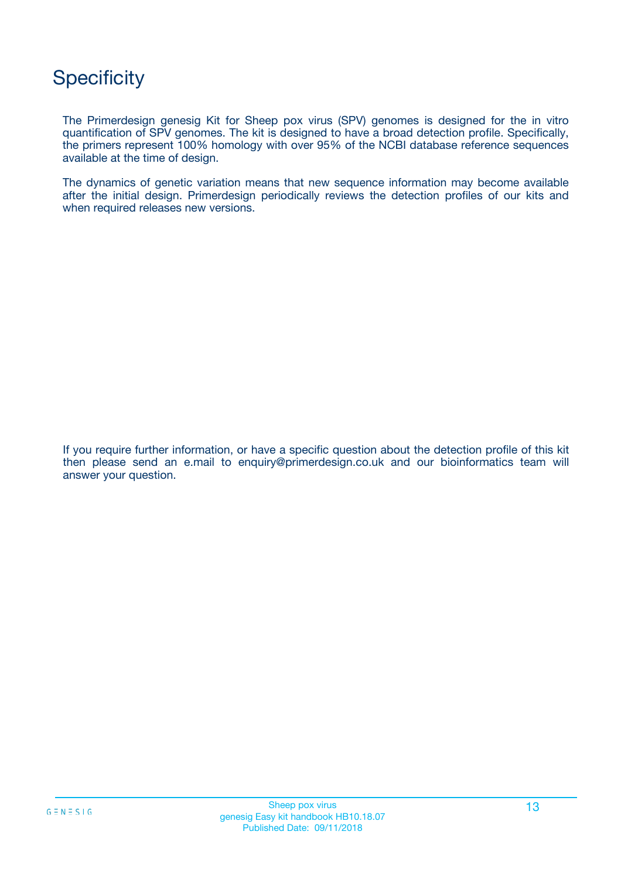# Specificity

The Primerdesign genesig Kit for Sheep pox virus (SPV) genomes is designed for the in vitro quantification of SPV genomes. The kit is designed to have a broad detection profile. Specifically, the primers represent 100% homology with over 95% of the NCBI database reference sequences available at the time of design.

The dynamics of genetic variation means that new sequence information may become available after the initial design. Primerdesign periodically reviews the detection profiles of our kits and when required releases new versions.

If you require further information, or have a specific question about the detection profile of this kit then please send an e.mail to enquiry@primerdesign.co.uk and our bioinformatics team will answer your question.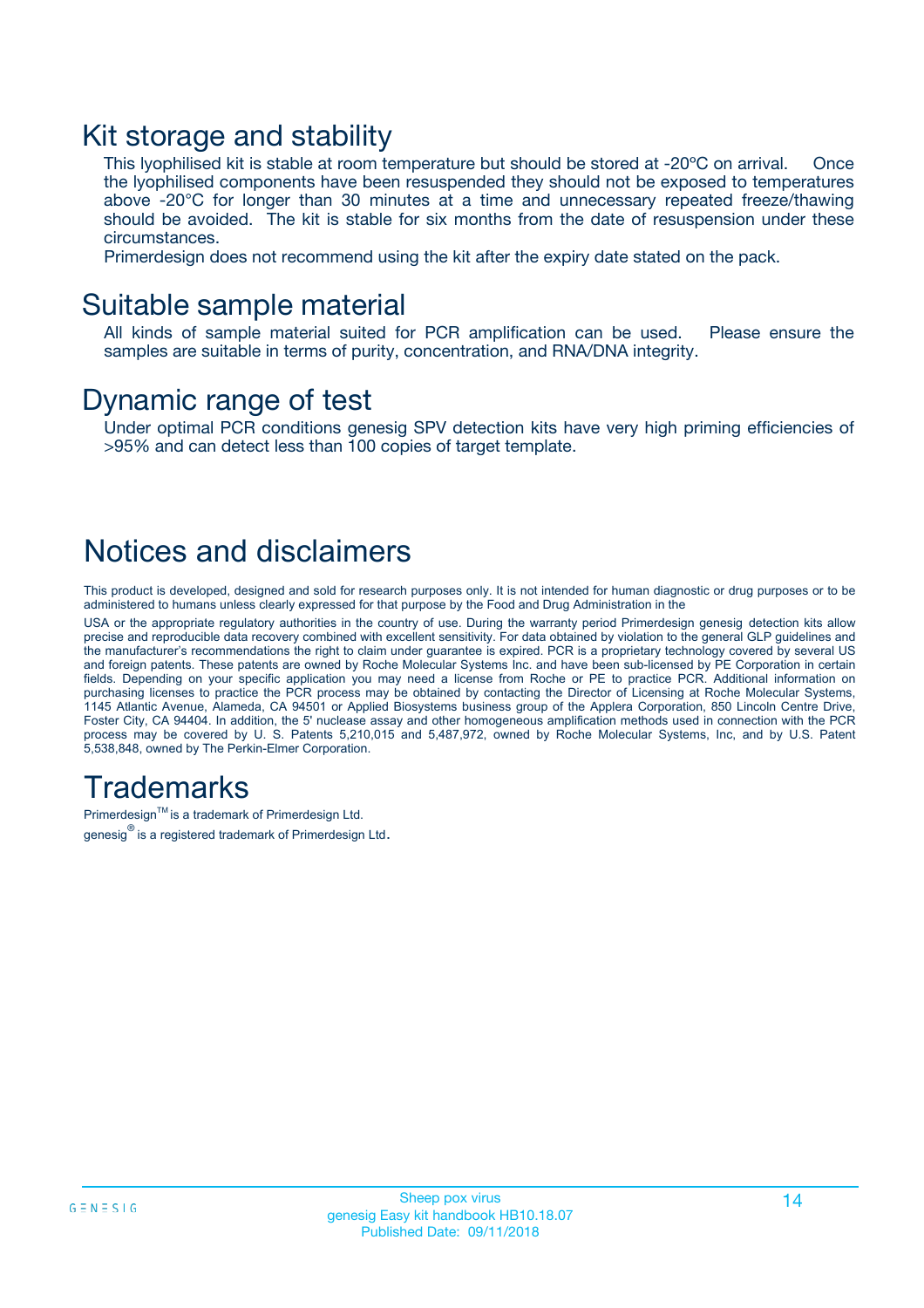## Kit storage and stability

This lyophilised kit is stable at room temperature but should be stored at -20ºC on arrival. Once the lyophilised components have been resuspended they should not be exposed to temperatures above -20°C for longer than 30 minutes at a time and unnecessary repeated freeze/thawing should be avoided. The kit is stable for six months from the date of resuspension under these circumstances.

Primerdesign does not recommend using the kit after the expiry date stated on the pack.

## Suitable sample material

All kinds of sample material suited for PCR amplification can be used. Please ensure the samples are suitable in terms of purity, concentration, and RNA/DNA integrity.

## Dynamic range of test

Under optimal PCR conditions genesig SPV detection kits have very high priming efficiencies of >95% and can detect less than 100 copies of target template.

# Notices and disclaimers

This product is developed, designed and sold for research purposes only. It is not intended for human diagnostic or drug purposes or to be administered to humans unless clearly expressed for that purpose by the Food and Drug Administration in the

USA or the appropriate regulatory authorities in the country of use. During the warranty period Primerdesign genesig detection kits allow precise and reproducible data recovery combined with excellent sensitivity. For data obtained by violation to the general GLP guidelines and the manufacturer's recommendations the right to claim under guarantee is expired. PCR is a proprietary technology covered by several US and foreign patents. These patents are owned by Roche Molecular Systems Inc. and have been sub-licensed by PE Corporation in certain fields. Depending on your specific application you may need a license from Roche or PE to practice PCR. Additional information on purchasing licenses to practice the PCR process may be obtained by contacting the Director of Licensing at Roche Molecular Systems, 1145 Atlantic Avenue, Alameda, CA 94501 or Applied Biosystems business group of the Applera Corporation, 850 Lincoln Centre Drive, Foster City, CA 94404. In addition, the 5' nuclease assay and other homogeneous amplification methods used in connection with the PCR process may be covered by U. S. Patents 5,210,015 and 5,487,972, owned by Roche Molecular Systems, Inc, and by U.S. Patent 5,538,848, owned by The Perkin-Elmer Corporation.

# Trademarks

Primerdesign™ is a trademark of Primerdesign Ltd.

genesig® is a registered trademark of Primerdesign Ltd.